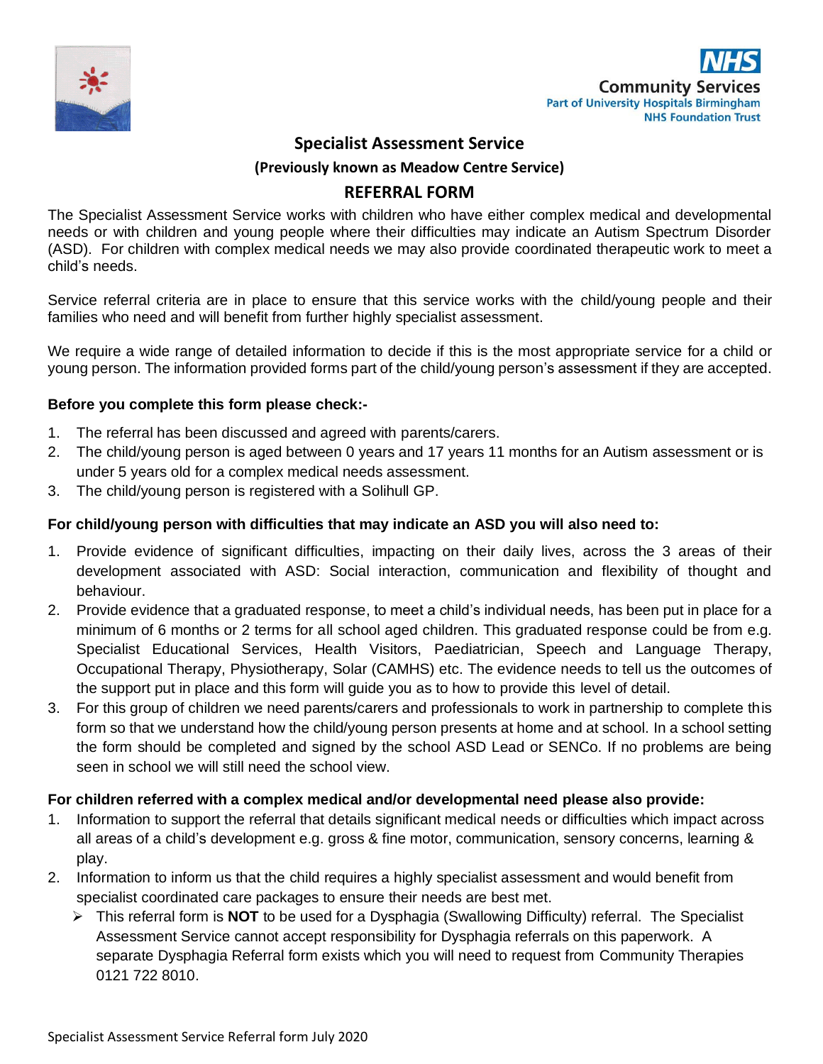NHS
Community Services
Part of University Hospitals Birmingham
NHS Foundation Trust

# Specialist Assessment Service

### (Previously known as Meadow Centre Service)

## REFERRAL FORM

The Specialist Assessment Service works with children who have either complex medical and developmental needs or with children and young people where their difficulties may indicate an Autism Spectrum Disorder (ASD). For children with complex medical needs we may also provide coordinated therapeutic work to meet a child's needs.

Service referral criteria are in place to ensure that this service works with the child/young people and their families who need and will benefit from further highly specialist assessment.

We require a wide range of detailed information to decide if this is the most appropriate service for a child or young person. The information provided forms part of the child/young person's assessment if they are accepted.

**Before you complete this form please check:-**

1. The referral has been discussed and agreed with parents/carers.
2. The child/young person is aged between 0 years and 17 years 11 months for an Autism assessment or is under 5 years old for a complex medical needs assessment.
3. The child/young person is registered with a Solihull GP.

**For child/young person with difficulties that may indicate an ASD you will also need to:**

1. Provide evidence of significant difficulties, impacting on their daily lives, across the 3 areas of their development associated with ASD: Social interaction, communication and flexibility of thought and behaviour.
2. Provide evidence that a graduated response, to meet a child's individual needs, has been put in place for a minimum of 6 months or 2 terms for all school aged children. This graduated response could be from e.g. Specialist Educational Services, Health Visitors, Paediatrician, Speech and Language Therapy, Occupational Therapy, Physiotherapy, Solar (CAMHS) etc. The evidence needs to tell us the outcomes of the support put in place and this form will guide you as to how to provide this level of detail.
3. For this group of children we need parents/carers and professionals to work in partnership to complete this form so that we understand how the child/young person presents at home and at school. In a school setting the form should be completed and signed by the school ASD Lead or SENCo. If no problems are being seen in school we will still need the school view.

**For children referred with a complex medical and/or developmental need please also provide:**

1. Information to support the referral that details significant medical needs or difficulties which impact across all areas of a child's development e.g. gross & fine motor, communication, sensory concerns, learning & play.
2. Information to inform us that the child requires a highly specialist assessment and would benefit from specialist coordinated care packages to ensure their needs are best met.
   - This referral form is **NOT** to be used for a Dysphagia (Swallowing Difficulty) referral. The Specialist Assessment Service cannot accept responsibility for Dysphagia referrals on this paperwork. A separate Dysphagia Referral form exists which you will need to request from Community Therapies 0121 722 8010.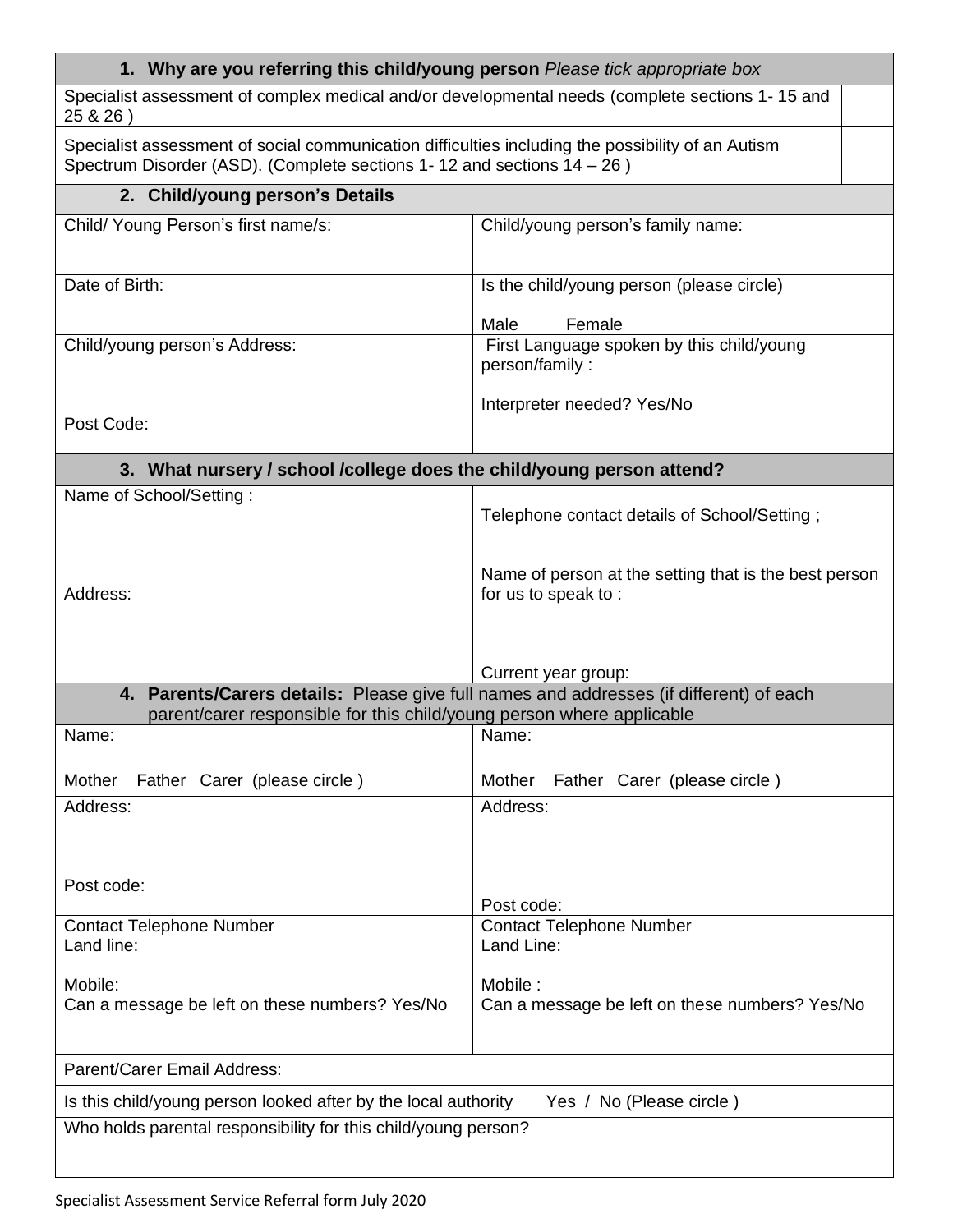| 1. Why are you referring this child/young person *Please tick appropriate box* | |
|---|---|
| Specialist assessment of complex medical and/or developmental needs (complete sections 1- 15 and 25 & 26 ) | |
| Specialist assessment of social communication difficulties including the possibility of an Autism Spectrum Disorder (ASD). (Complete sections 1- 12 and sections 14 – 26 ) | |

| **2. Child/young person's Details** | |
|---|---|
| Child/ Young Person's first name/s: | Child/young person's family name: |
| Date of Birth: | Is the child/young person (please circle)<br><br>Male Female |
| Child/young person's Address:<br><br><br>Post Code: | First Language spoken by this child/young person/family :<br><br>Interpreter needed? Yes/No |

| **3. What nursery / school /college does the child/young person attend?** | |
|---|---|
| Name of School/Setting :<br><br><br><br>Address: | Telephone contact details of School/Setting ;<br><br>Name of person at the setting that is the best person for us to speak to :<br><br><br>Current year group: |

| **4. Parents/Carers details:** Please give full names and addresses (if different) of each parent/carer responsible for this child/young person where applicable | |
|---|---|
| Name: | Name: |
| Mother Father Carer (please circle ) | Mother Father Carer (please circle ) |
| Address:<br><br><br>Post code: | Address:<br><br><br>Post code: |
| Contact Telephone Number<br>Land line:<br><br>Mobile:<br>Can a message be left on these numbers? Yes/No | Contact Telephone Number<br>Land Line:<br><br>Mobile :<br>Can a message be left on these numbers? Yes/No |
| Parent/Carer Email Address: | |
| Is this child/young person looked after by the local authority Yes / No (Please circle ) | |
| Who holds parental responsibility for this child/young person? | |

Specialist Assessment Service Referral form July 2020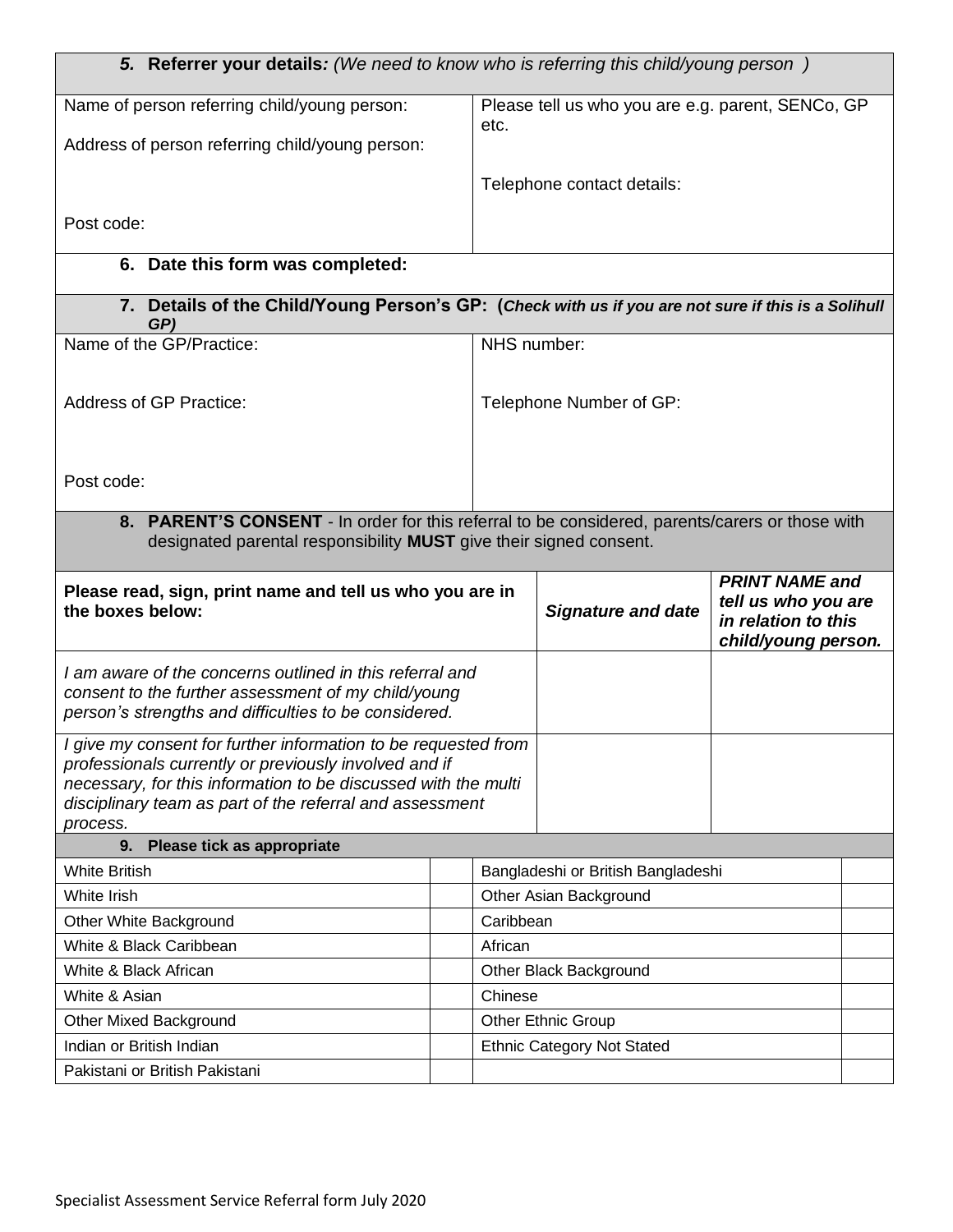### *5.* Referrer your details*: (We need to know who is referring this child/young person )*

| Name of person referring child/young person: | Please tell us who you are e.g. parent, SENCo, GP etc. |
|---|---|
| Address of person referring child/young person: | Telephone contact details: |
| Post code: | |

### 6. Date this form was completed:

### 7. Details of the Child/Young Person's GP: (*Check with us if you are not sure if this is a Solihull GP)*

| Name of the GP/Practice: | NHS number: |
|---|---|
| Address of GP Practice: | Telephone Number of GP: |
| Post code: | |

### 8. PARENT'S CONSENT - In order for this referral to be considered, parents/carers or those with designated parental responsibility **MUST** give their signed consent.

| **Please read, sign, print name and tell us who you are in the boxes below:** | ***Signature and date*** | ***PRINT NAME and tell us who you are in relation to this child/young person.*** |
|---|---|---|
| *I am aware of the concerns outlined in this referral and consent to the further assessment of my child/young person's strengths and difficulties to be considered.* | | |
| *I give my consent for further information to be requested from professionals currently or previously involved and if necessary, for this information to be discussed with the multi disciplinary team as part of the referral and assessment process.* | | |

### 9. Please tick as appropriate

| | | | |
|---|---|---|---|
| White British | | Bangladeshi or British Bangladeshi | |
| White Irish | | Other Asian Background | |
| Other White Background | | Caribbean | |
| White & Black Caribbean | | African | |
| White & Black African | | Other Black Background | |
| White & Asian | | Chinese | |
| Other Mixed Background | | Other Ethnic Group | |
| Indian or British Indian | | Ethnic Category Not Stated | |
| Pakistani or British Pakistani | | | |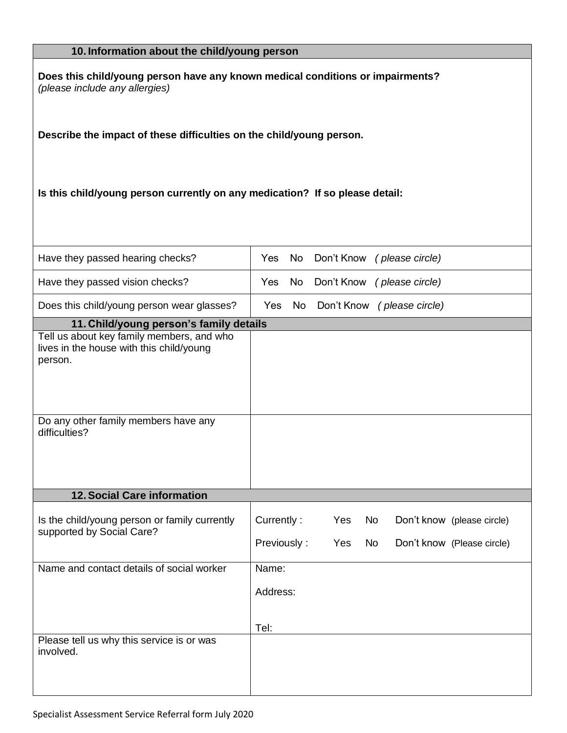## 10. Information about the child/young person

**Does this child/young person have any known medical conditions or impairments?**
*(please include any allergies)*

**Describe the impact of these difficulties on the child/young person.**

**Is this child/young person currently on any medication? If so please detail:**

| | |
|---|---|
| Have they passed hearing checks? | Yes No Don't Know *( please circle)* |
| Have they passed vision checks? | Yes No Don't Know *( please circle)* |
| Does this child/young person wear glasses? | Yes No Don't Know *( please circle)* |

## 11. Child/young person's family details

| | |
|---|---|
| Tell us about key family members, and who lives in the house with this child/young person. | |
| Do any other family members have any difficulties? | |

## 12. Social Care information

| | |
|---|---|
| Is the child/young person or family currently supported by Social Care? | Currently : Yes No Don't know (please circle)<br>Previously : Yes No Don't know (Please circle) |
| Name and contact details of social worker | Name:<br>Address:<br>Tel: |
| Please tell us why this service is or was involved. | |

Specialist Assessment Service Referral form July 2020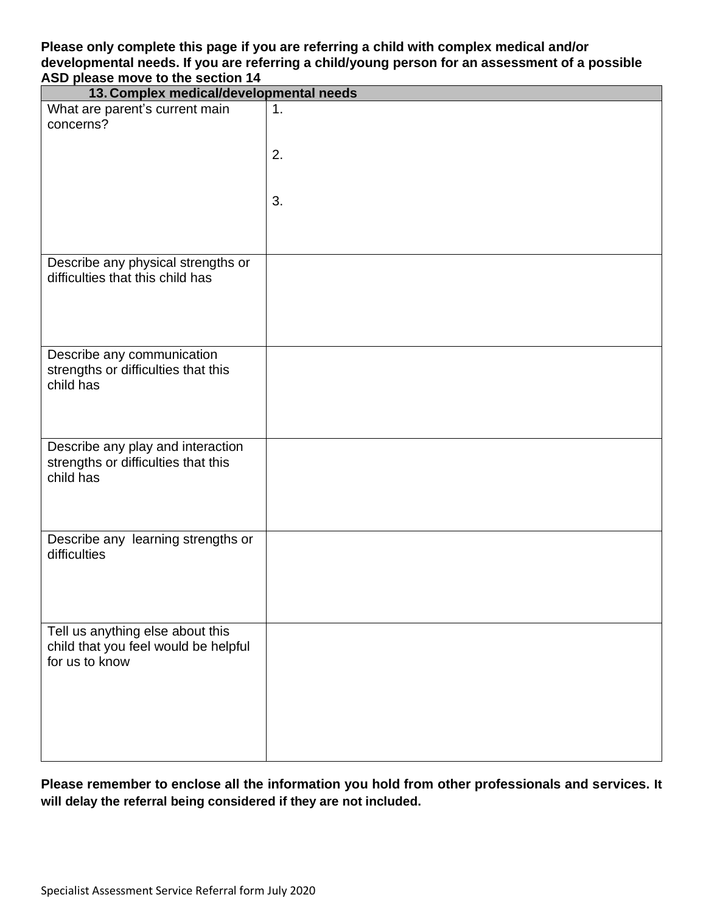**Please only complete this page if you are referring a child with complex medical and/or developmental needs. If you are referring a child/young person for an assessment of a possible ASD please move to the section 14**

| 13. Complex medical/developmental needs | |
|---|---|
| What are parent's current main concerns? | 1.<br><br>2.<br><br>3. |
| Describe any physical strengths or difficulties that this child has | |
| Describe any communication strengths or difficulties that this child has | |
| Describe any play and interaction strengths or difficulties that this child has | |
| Describe any learning strengths or difficulties | |
| Tell us anything else about this child that you feel would be helpful for us to know | |

**Please remember to enclose all the information you hold from other professionals and services. It will delay the referral being considered if they are not included.**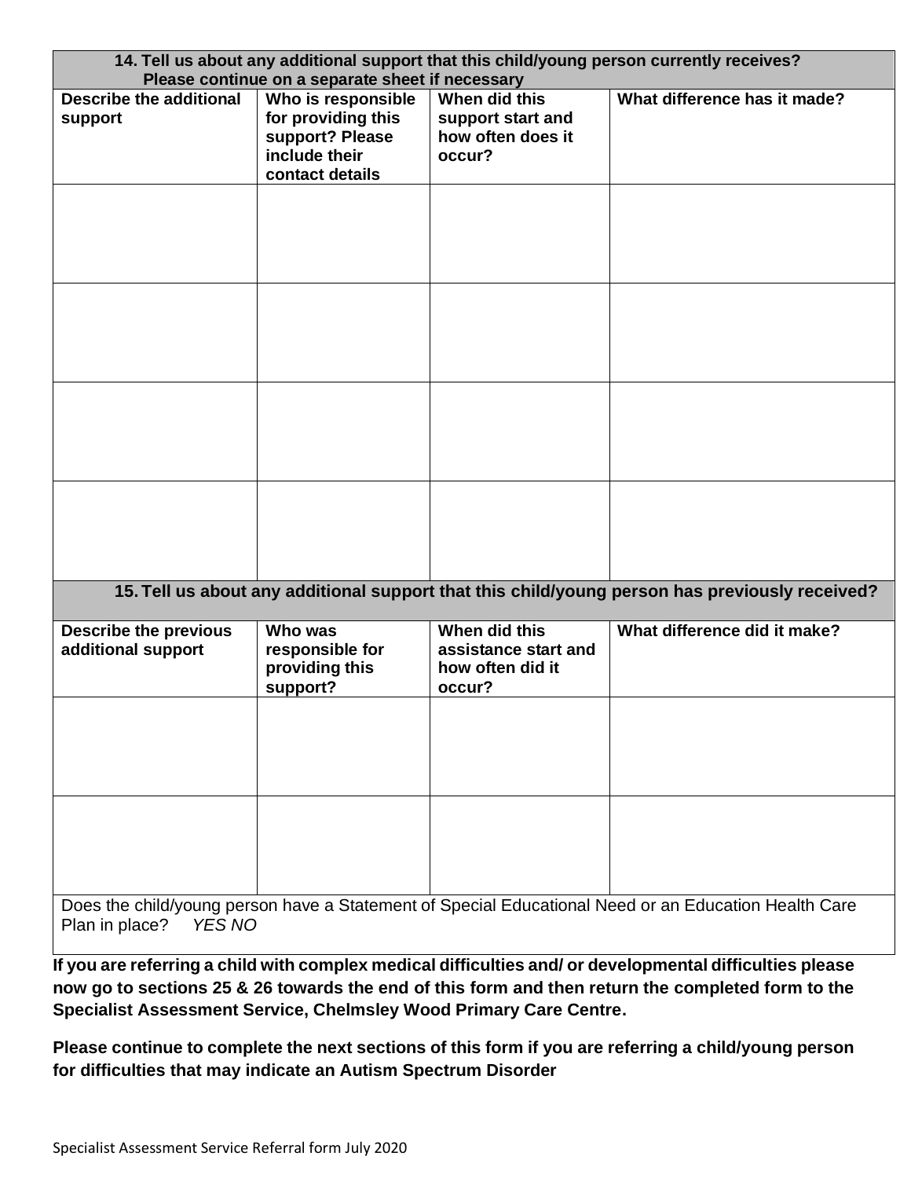| 14. Tell us about any additional support that this child/young person currently receives? Please continue on a separate sheet if necessary | | | |
|---|---|---|---|
| **Describe the additional support** | **Who is responsible for providing this support? Please include their contact details** | **When did this support start and how often does it occur?** | **What difference has it made?** |
| | | | |
| | | | |
| | | | |
| | | | |

| 15. Tell us about any additional support that this child/young person has previously received? | | | |
|---|---|---|---|
| **Describe the previous additional support** | **Who was responsible for providing this support?** | **When did this assistance start and how often did it occur?** | **What difference did it make?** |
| | | | |
| | | | |

Does the child/young person have a Statement of Special Educational Need or an Education Health Care Plan in place? *YES NO*

**If you are referring a child with complex medical difficulties and/ or developmental difficulties please now go to sections 25 & 26 towards the end of this form and then return the completed form to the Specialist Assessment Service, Chelmsley Wood Primary Care Centre.**

**Please continue to complete the next sections of this form if you are referring a child/young person for difficulties that may indicate an Autism Spectrum Disorder**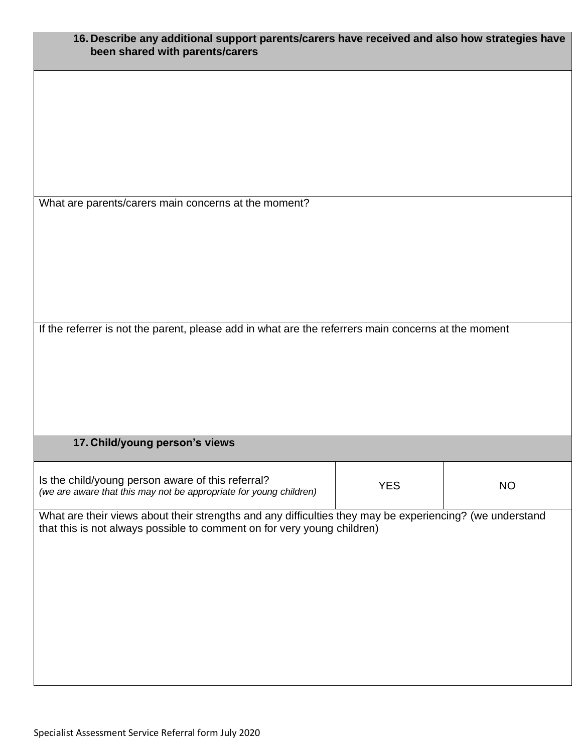**16. Describe any additional support parents/carers have received and also how strategies have been shared with parents/carers**

What are parents/carers main concerns at the moment?

If the referrer is not the parent, please add in what are the referrers main concerns at the moment

**17. Child/young person's views**

| Is the child/young person aware of this referral? *(we are aware that this may not be appropriate for young children)* | YES | NO |
|---|---|---|

What are their views about their strengths and any difficulties they may be experiencing? (we understand that this is not always possible to comment on for very young children)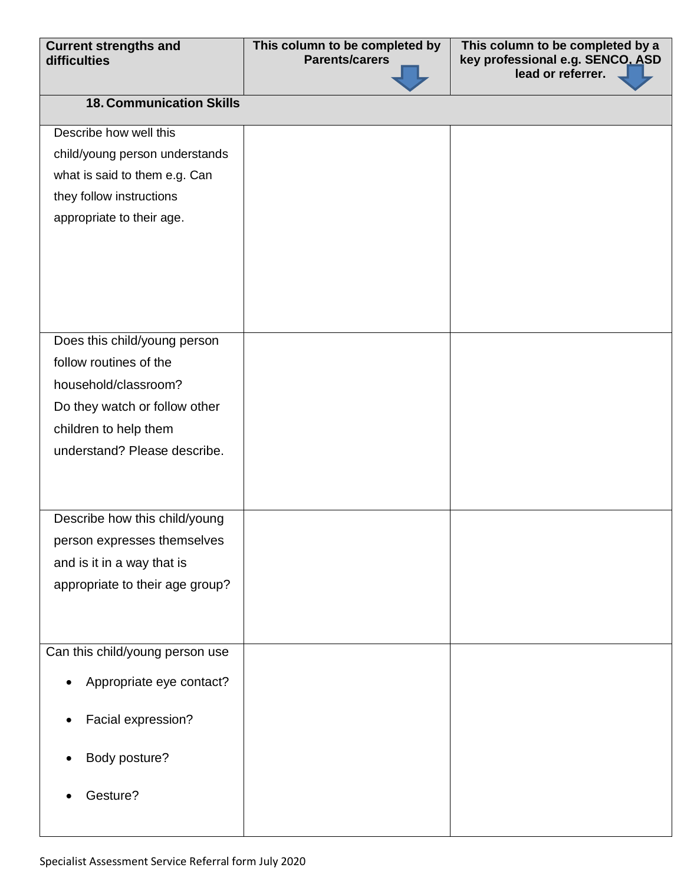| Current strengths and difficulties | This column to be completed by Parents/carers | This column to be completed by a key professional e.g. SENCO, ASD lead or referrer. |
|---|---|---|
| **18. Communication Skills** | | |
| Describe how well this child/young person understands what is said to them e.g. Can they follow instructions appropriate to their age. | | |
| Does this child/young person follow routines of the household/classroom? Do they watch or follow other children to help them understand? Please describe. | | |
| Describe how this child/young person expresses themselves and is it in a way that is appropriate to their age group? | | |
| Can this child/young person use <br>• Appropriate eye contact? <br>• Facial expression? <br>• Body posture? <br>• Gesture? | | |

Specialist Assessment Service Referral form July 2020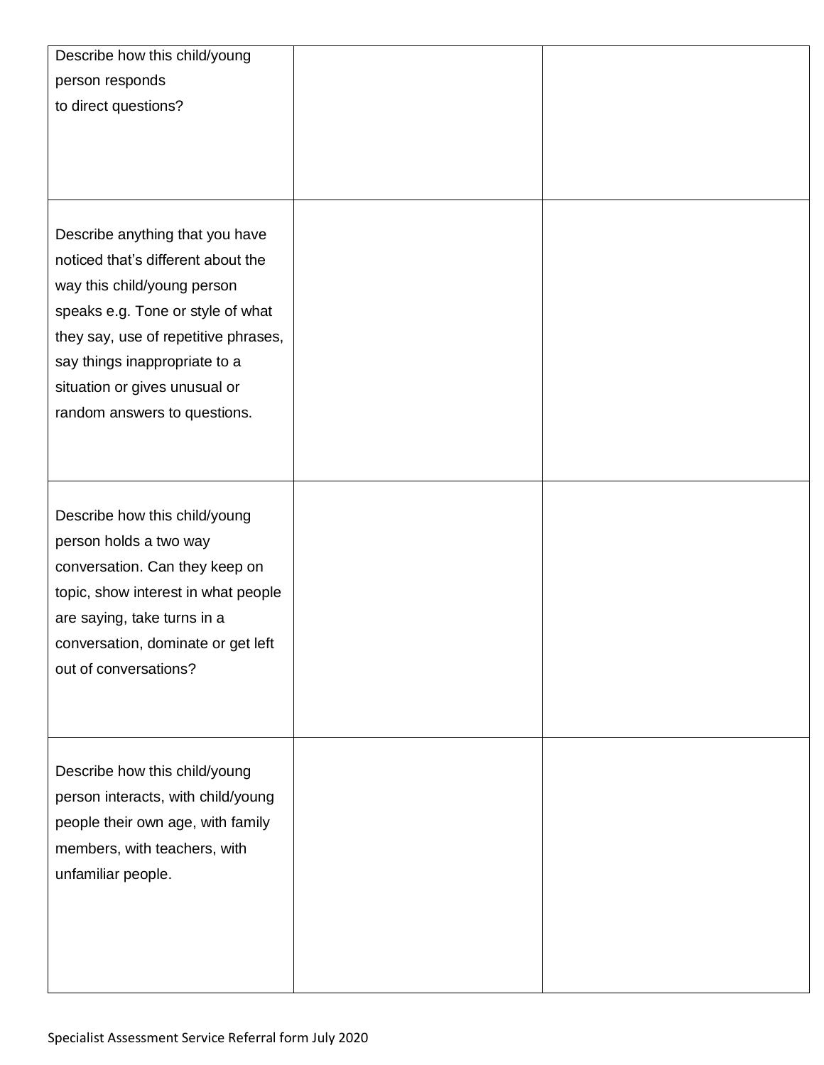| | | |
|---|---|---|
| Describe how this child/young person responds to direct questions? | | |
| Describe anything that you have noticed that's different about the way this child/young person speaks e.g. Tone or style of what they say, use of repetitive phrases, say things inappropriate to a situation or gives unusual or random answers to questions. | | |
| Describe how this child/young person holds a two way conversation. Can they keep on topic, show interest in what people are saying, take turns in a conversation, dominate or get left out of conversations? | | |
| Describe how this child/young person interacts, with child/young people their own age, with family members, with teachers, with unfamiliar people. | | |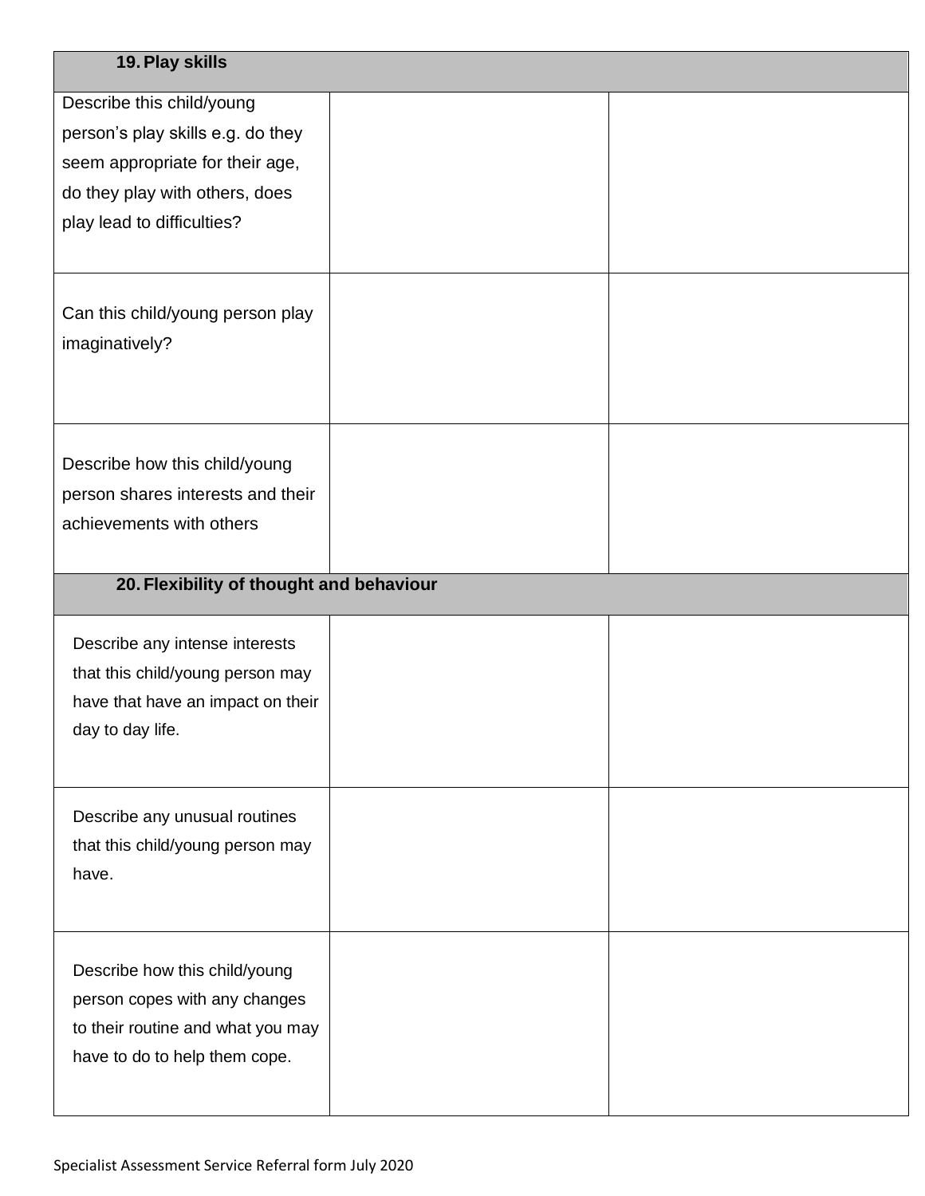| 19. Play skills | | |
|---|---|---|
| Describe this child/young person's play skills e.g. do they seem appropriate for their age, do they play with others, does play lead to difficulties? | | |
| Can this child/young person play imaginatively? | | |
| Describe how this child/young person shares interests and their achievements with others | | |
| **20. Flexibility of thought and behaviour** | | |
| Describe any intense interests that this child/young person may have that have an impact on their day to day life. | | |
| Describe any unusual routines that this child/young person may have. | | |
| Describe how this child/young person copes with any changes to their routine and what you may have to do to help them cope. | | |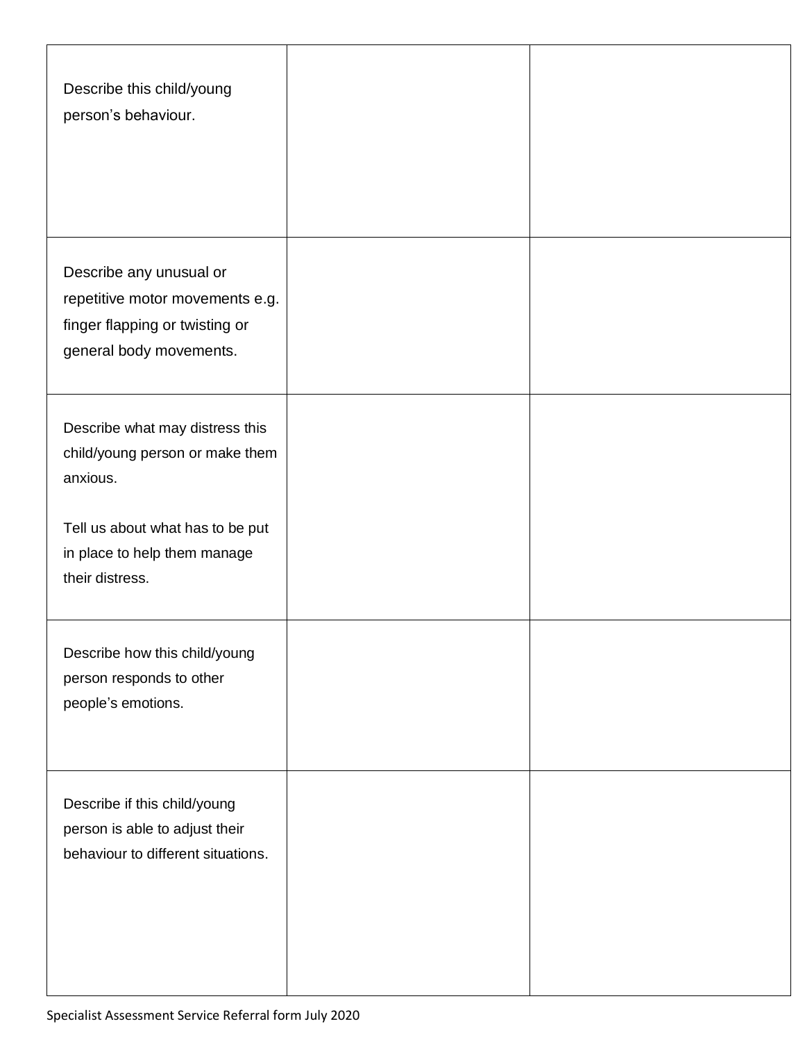| | | |
|---|---|---|
| Describe this child/young person's behaviour. | | |
| Describe any unusual or repetitive motor movements e.g. finger flapping or twisting or general body movements. | | |
| Describe what may distress this child/young person or make them anxious.<br><br>Tell us about what has to be put in place to help them manage their distress. | | |
| Describe how this child/young person responds to other people's emotions. | | |
| Describe if this child/young person is able to adjust their behaviour to different situations. | | |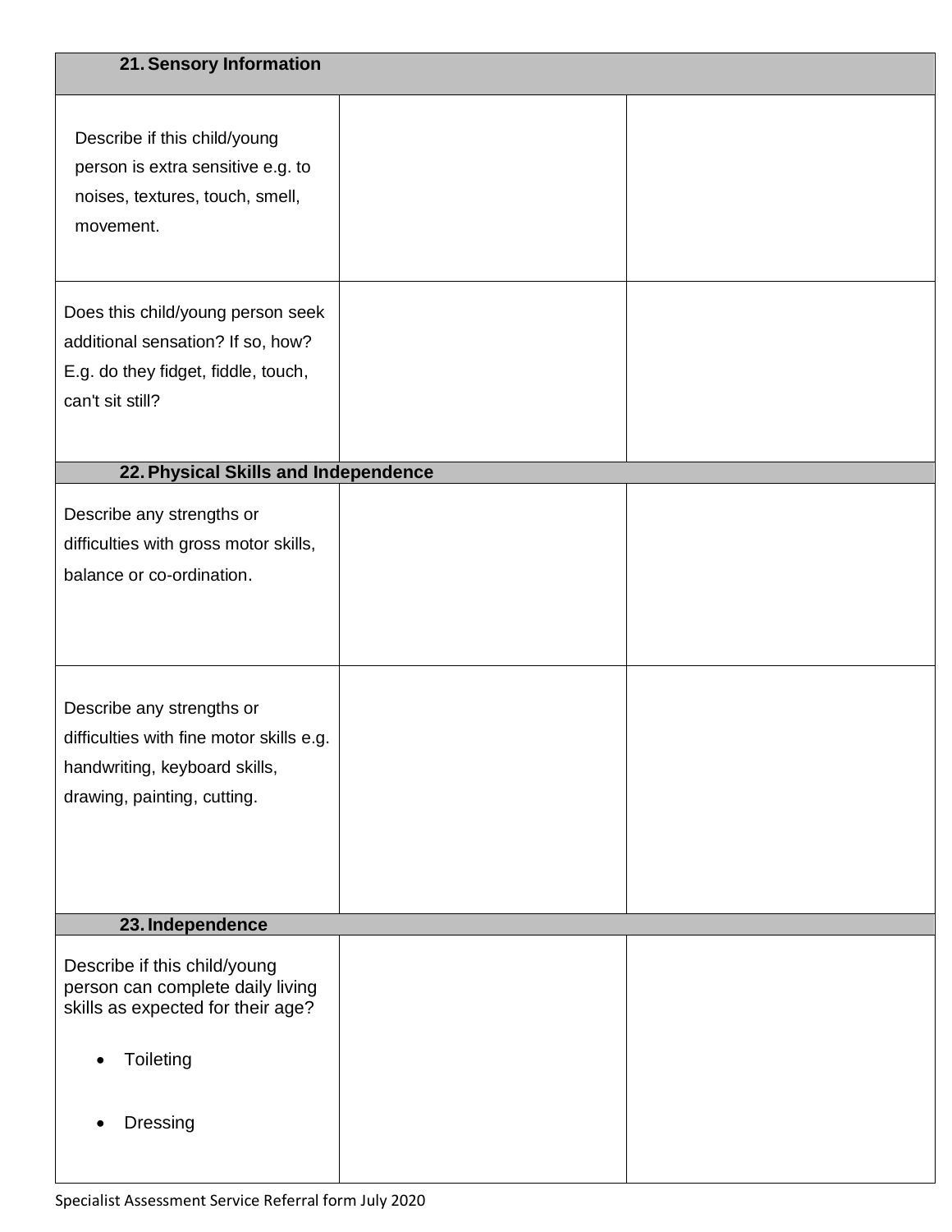| 21. Sensory Information | | |
|---|---|---|
| Describe if this child/young person is extra sensitive e.g. to noises, textures, touch, smell, movement. | | |
| Does this child/young person seek additional sensation? If so, how? E.g. do they fidget, fiddle, touch, can't sit still? | | |
| **22. Physical Skills and Independence** | | |
| Describe any strengths or difficulties with gross motor skills, balance or co-ordination. | | |
| Describe any strengths or difficulties with fine motor skills e.g. handwriting, keyboard skills, drawing, painting, cutting. | | |
| **23. Independence** | | |
| Describe if this child/young person can complete daily living skills as expected for their age?<br><br>• Toileting<br><br>• Dressing | | |

Specialist Assessment Service Referral form July 2020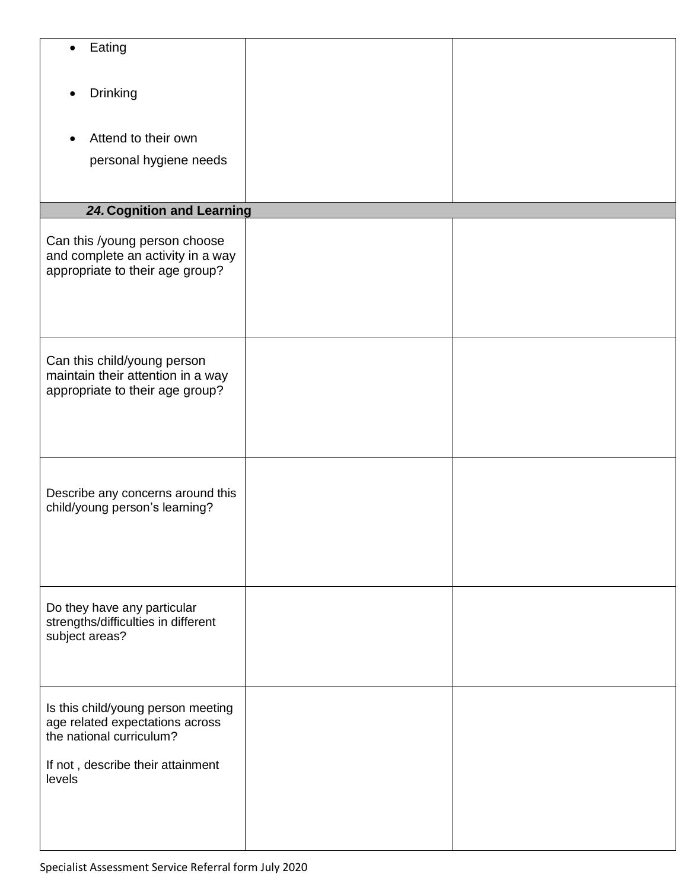| | | |
|---|---|---|
| • Eating<br><br>• Drinking<br><br>• Attend to their own personal hygiene needs | | |
| ***24.* Cognition and Learning** | | |
| Can this /young person choose and complete an activity in a way appropriate to their age group? | | |
| Can this child/young person maintain their attention in a way appropriate to their age group? | | |
| Describe any concerns around this child/young person's learning? | | |
| Do they have any particular strengths/difficulties in different subject areas? | | |
| Is this child/young person meeting age related expectations across the national curriculum?<br><br>If not , describe their attainment levels | | |

Specialist Assessment Service Referral form July 2020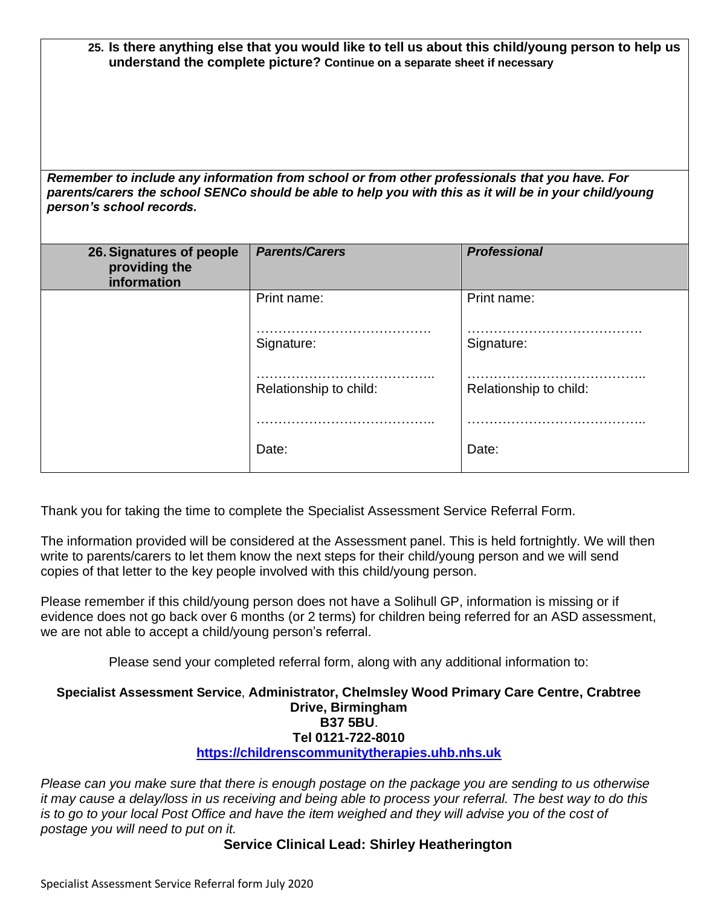**25. Is there anything else that you would like to tell us about this child/young person to help us understand the complete picture?** **Continue on a separate sheet if necessary**

***Remember to include any information from school or from other professionals that you have. For parents/carers the school SENCo should be able to help you with this as it will be in your child/young person's school records.***

| **26. Signatures of people providing the information** | ***Parents/Carers*** | ***Professional*** |
|---|---|---|
| | Print name:<br><br>…………………………………<br>Signature:<br><br>…………………………………..<br>Relationship to child:<br><br>…………………………………..<br><br>Date: | Print name:<br><br>…………………………………<br>Signature:<br><br>…………………………………..<br>Relationship to child:<br><br>…………………………………..<br><br>Date: |

Thank you for taking the time to complete the Specialist Assessment Service Referral Form.

The information provided will be considered at the Assessment panel. This is held fortnightly. We will then write to parents/carers to let them know the next steps for their child/young person and we will send copies of that letter to the key people involved with this child/young person.

Please remember if this child/young person does not have a Solihull GP, information is missing or if evidence does not go back over 6 months (or 2 terms) for children being referred for an ASD assessment, we are not able to accept a child/young person's referral.

Please send your completed referral form, along with any additional information to:

**Specialist Assessment Service**, **Administrator, Chelmsley Wood Primary Care Centre, Crabtree Drive, Birmingham**
**B37 5BU**.
**Tel 0121-722-8010**
**https://childrenscommunitytherapies.uhb.nhs.uk**

*Please can you make sure that there is enough postage on the package you are sending to us otherwise it may cause a delay/loss in us receiving and being able to process your referral. The best way to do this is to go to your local Post Office and have the item weighed and they will advise you of the cost of postage you will need to put on it.*

**Service Clinical Lead: Shirley Heatherington**

Specialist Assessment Service Referral form July 2020